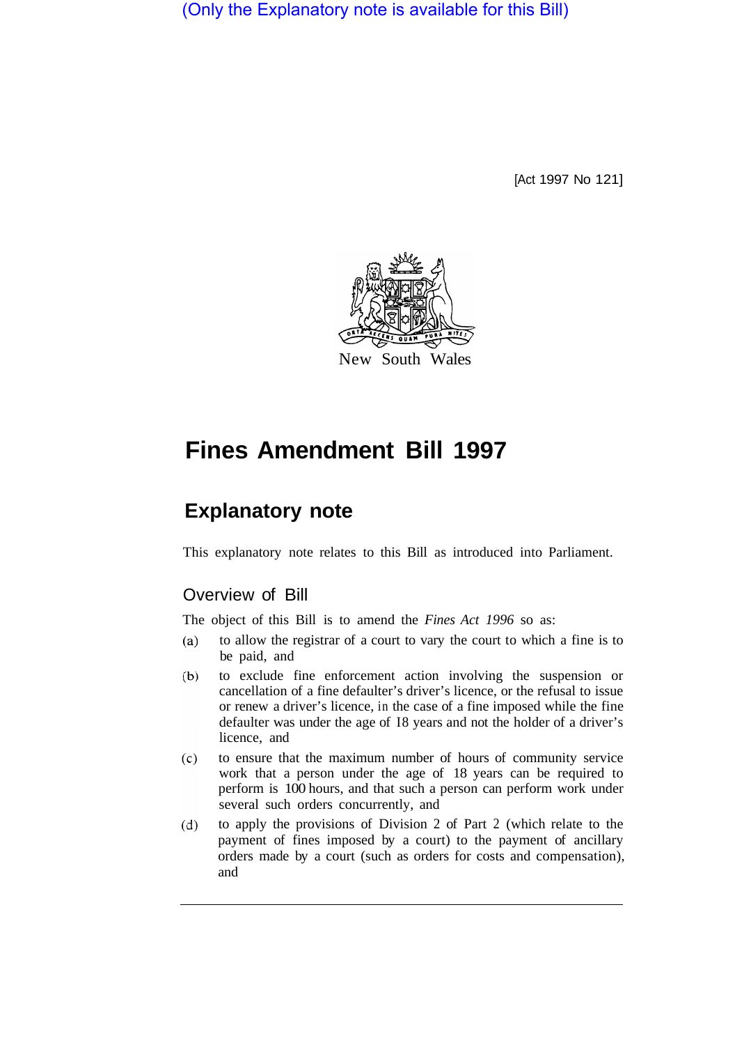(Only the Explanatory note is available for this Bill)

[Act 1997 No 121]

New South Wales

# Fines Amendment Bill 1997

## Explanatory note

This explanatory note relates to this Bill as introduced into Parliament.

### Overview of Bill

The object of this Bill is to amend the *Fines Act 1996* so as:

(a) to allow the registrar of a court to vary the court to which a fine is to be paid, and

(b) to exclude fine enforcement action involving the suspension or cancellation of a fine defaulter's driver's licence, or the refusal to issue or renew a driver's licence, in the case of a fine imposed while the fine defaulter was under the age of 18 years and not the holder of a driver's licence, and

(c) to ensure that the maximum number of hours of community service work that a person under the age of 18 years can be required to perform is 100 hours, and that such a person can perform work under several such orders concurrently, and

(d) to apply the provisions of Division 2 of Part 2 (which relate to the payment of fines imposed by a court) to the payment of ancillary orders made by a court (such as orders for costs and compensation), and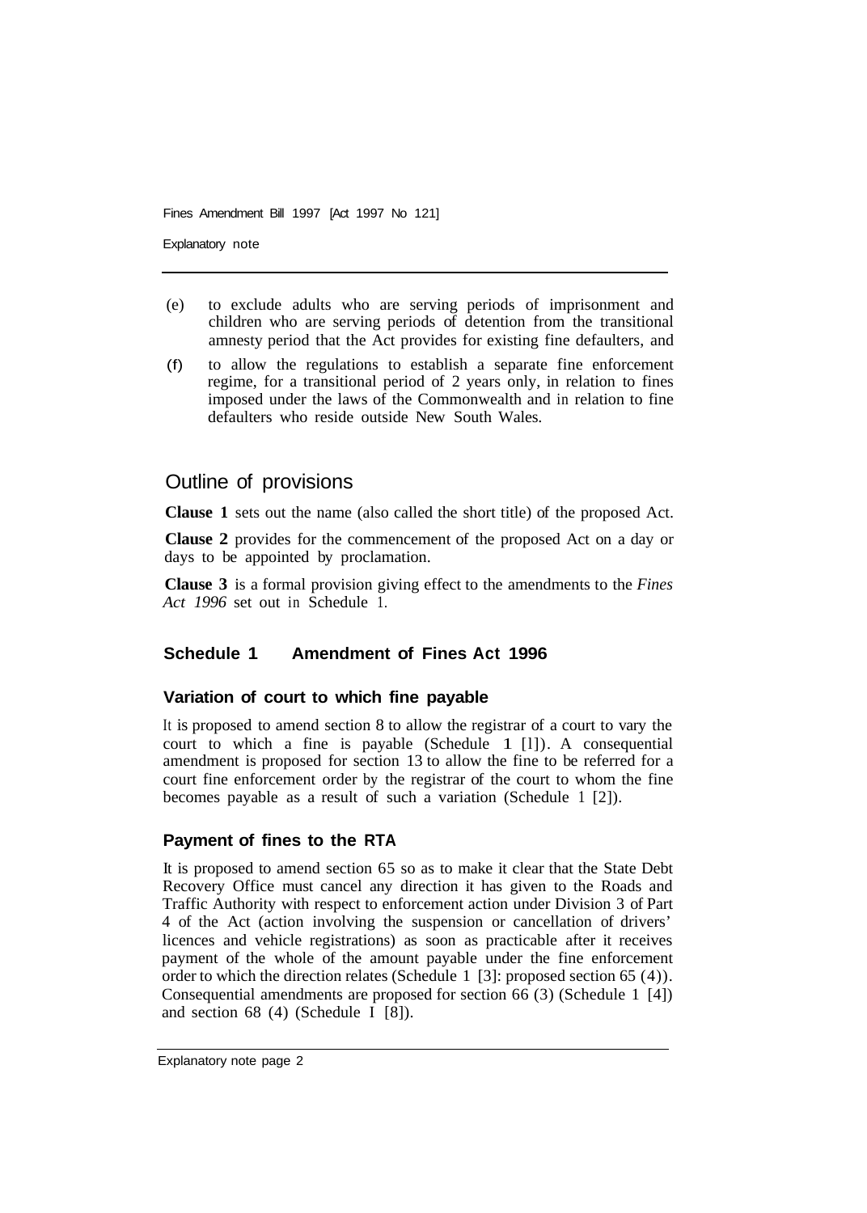(e) to exclude adults who are serving periods of imprisonment and children who are serving periods of detention from the transitional amnesty period that the Act provides for existing fine defaulters, and

(f) to allow the regulations to establish a separate fine enforcement regime, for a transitional period of 2 years only, in relation to fines imposed under the laws of the Commonwealth and in relation to fine defaulters who reside outside New South Wales.

## Outline of provisions

**Clause 1** sets out the name (also called the short title) of the proposed Act.

**Clause 2** provides for the commencement of the proposed Act on a day or days to be appointed by proclamation.

**Clause 3** is a formal provision giving effect to the amendments to the *Fines Act 1996* set out in Schedule 1.

### Schedule 1 Amendment of Fines Act 1996

#### Variation of court to which fine payable

It is proposed to amend section 8 to allow the registrar of a court to vary the court to which a fine is payable (Schedule 1 [1]). A consequential amendment is proposed for section 13 to allow the fine to be referred for a court fine enforcement order by the registrar of the court to whom the fine becomes payable as a result of such a variation (Schedule 1 [2]).

#### Payment of fines to the RTA

It is proposed to amend section 65 so as to make it clear that the State Debt Recovery Office must cancel any direction it has given to the Roads and Traffic Authority with respect to enforcement action under Division 3 of Part 4 of the Act (action involving the suspension or cancellation of drivers' licences and vehicle registrations) as soon as practicable after it receives payment of the whole of the amount payable under the fine enforcement order to which the direction relates (Schedule 1 [3]: proposed section 65 (4)). Consequential amendments are proposed for section 66 (3) (Schedule 1 [4]) and section 68 (4) (Schedule 1 [8]).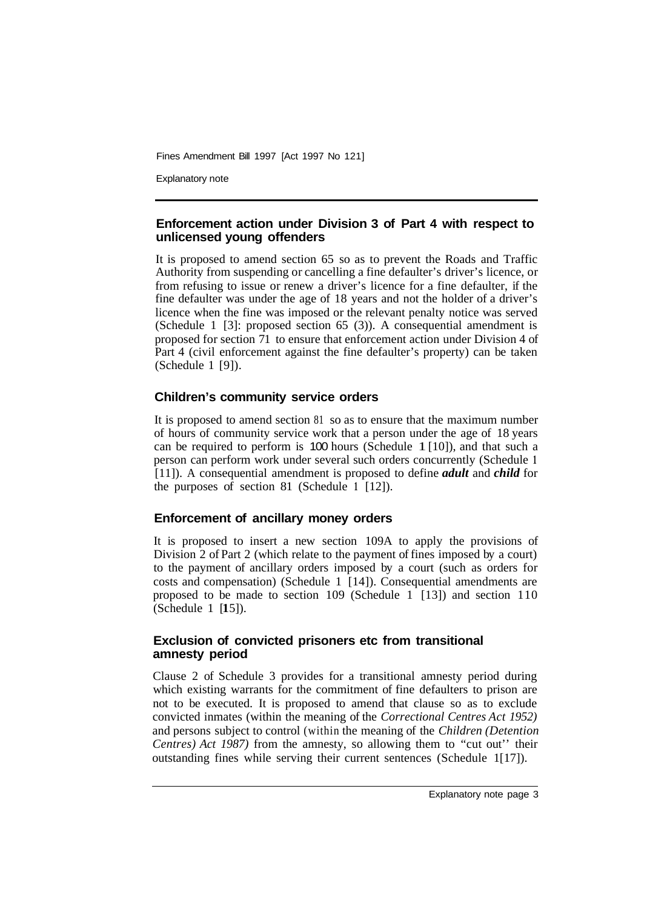### Enforcement action under Division 3 of Part 4 with respect to unlicensed young offenders

It is proposed to amend section 65 so as to prevent the Roads and Traffic Authority from suspending or cancelling a fine defaulter's driver's licence, or from refusing to issue or renew a driver's licence for a fine defaulter, if the fine defaulter was under the age of 18 years and not the holder of a driver's licence when the fine was imposed or the relevant penalty notice was served (Schedule 1 [3]: proposed section 65 (3)). A consequential amendment is proposed for section 71 to ensure that enforcement action under Division 4 of Part 4 (civil enforcement against the fine defaulter's property) can be taken (Schedule 1 [9]).

### Children's community service orders

It is proposed to amend section 81 so as to ensure that the maximum number of hours of community service work that a person under the age of 18 years can be required to perform is 100 hours (Schedule 1 [10]), and that such a person can perform work under several such orders concurrently (Schedule 1 [11]). A consequential amendment is proposed to define ***adult*** and ***child*** for the purposes of section 81 (Schedule 1 [12]).

### Enforcement of ancillary money orders

It is proposed to insert a new section 109A to apply the provisions of Division 2 of Part 2 (which relate to the payment of fines imposed by a court) to the payment of ancillary orders imposed by a court (such as orders for costs and compensation) (Schedule 1 [14]). Consequential amendments are proposed to be made to section 109 (Schedule 1 [13]) and section 110 (Schedule 1 [15]).

### Exclusion of convicted prisoners etc from transitional amnesty period

Clause 2 of Schedule 3 provides for a transitional amnesty period during which existing warrants for the commitment of fine defaulters to prison are not to be executed. It is proposed to amend that clause so as to exclude convicted inmates (within the meaning of the *Correctional Centres Act 1952)* and persons subject to control (within the meaning of the *Children (Detention Centres) Act 1987)* from the amnesty, so allowing them to "cut out'' their outstanding fines while serving their current sentences (Schedule 1[17]).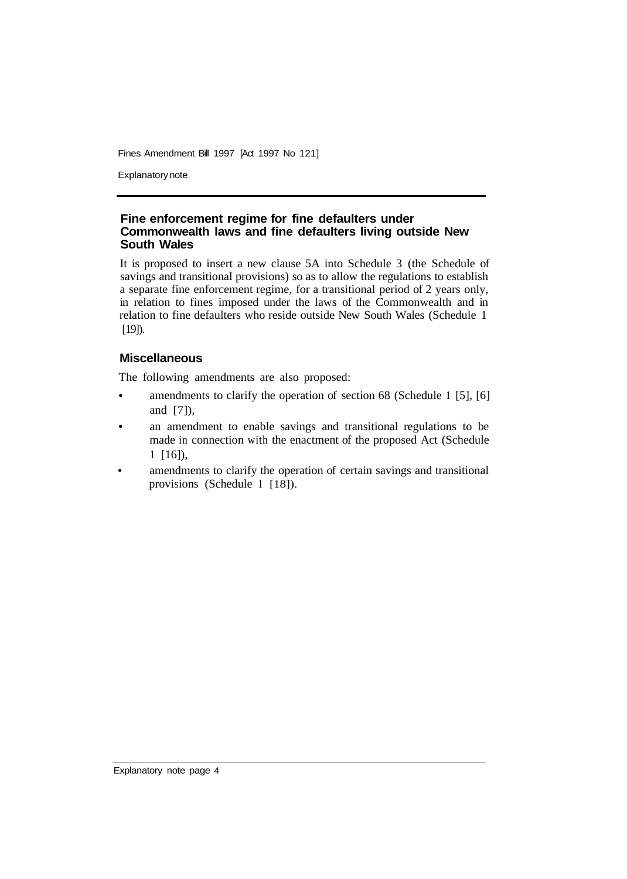### Fine enforcement regime for fine defaulters under Commonwealth laws and fine defaulters living outside New South Wales

It is proposed to insert a new clause 5A into Schedule 3 (the Schedule of savings and transitional provisions) so as to allow the regulations to establish a separate fine enforcement regime, for a transitional period of 2 years only, in relation to fines imposed under the laws of the Commonwealth and in relation to fine defaulters who reside outside New South Wales (Schedule 1 [19]).

### Miscellaneous

The following amendments are also proposed:

- amendments to clarify the operation of section 68 (Schedule 1 [5], [6] and [7]),
- an amendment to enable savings and transitional regulations to be made in connection with the enactment of the proposed Act (Schedule 1 [16]),
- amendments to clarify the operation of certain savings and transitional provisions (Schedule 1 [18]).